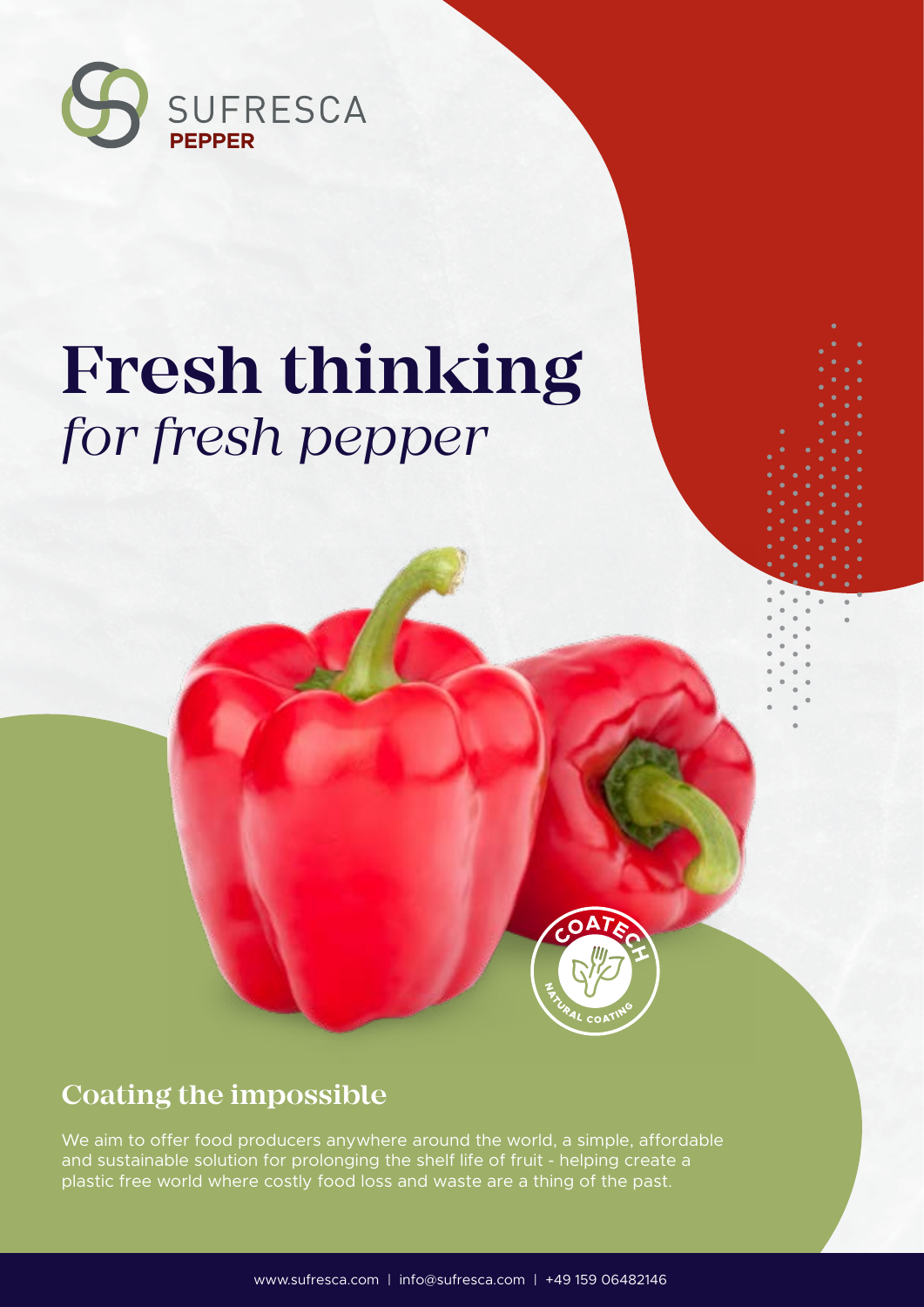SUFRESCA
**PEPPER**

# Fresh thinking
*for fresh pepper*

COATECH
NATURAL COATING

## Coating the impossible

We aim to offer food producers anywhere around the world, a simple, affordable and sustainable solution for prolonging the shelf life of fruit - helping create a plastic free world where costly food loss and waste are a thing of the past.

www.sufresca.com | info@sufresca.com | +49 159 06482146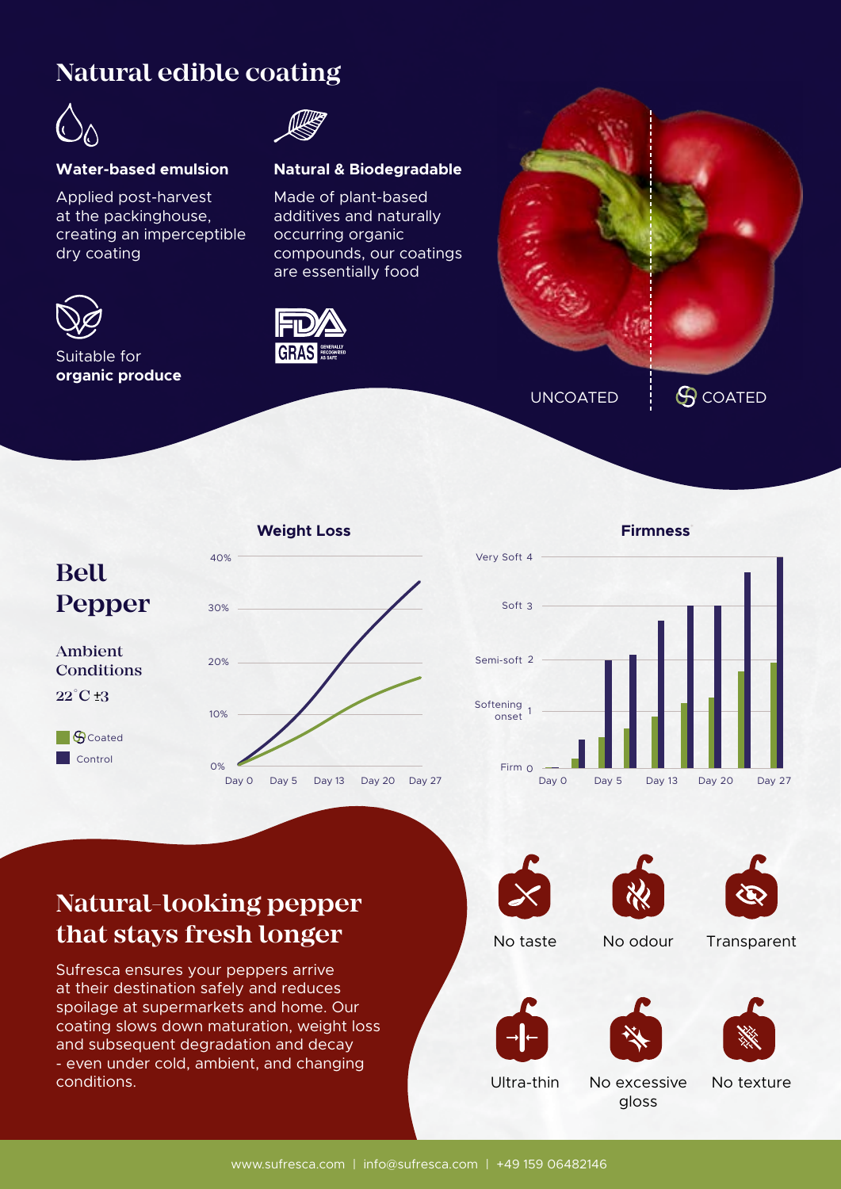## Natural edible coating

**Water-based emulsion**

Applied post-harvest at the packinghouse, creating an imperceptible dry coating

**Natural & Biodegradable**

Made of plant-based additives and naturally occurring organic compounds, our coatings are essentially food

Suitable for **organic produce**

FDA GRAS GENERALLY RECOGNIZED AS SAFE

UNCOATED | COATED

## Bell Pepper

Ambient Conditions

22°C ±3

Coated

Control

**Weight Loss**

40%
30%
20%
10%
0%

Day 0 Day 5 Day 13 Day 20 Day 27

**Firmness**

Very Soft 4
Soft 3
Semi-soft 2
Softening onset 1
Firm 0

Day 0 Day 5 Day 13 Day 20 Day 27

## Natural-looking pepper that stays fresh longer

Sufresca ensures your peppers arrive at their destination safely and reduces spoilage at supermarkets and home. Our coating slows down maturation, weight loss and subsequent degradation and decay - even under cold, ambient, and changing conditions.

No taste

No odour

Transparent

Ultra-thin

No excessive gloss

No texture

www.sufresca.com | info@sufresca.com | +49 159 06482146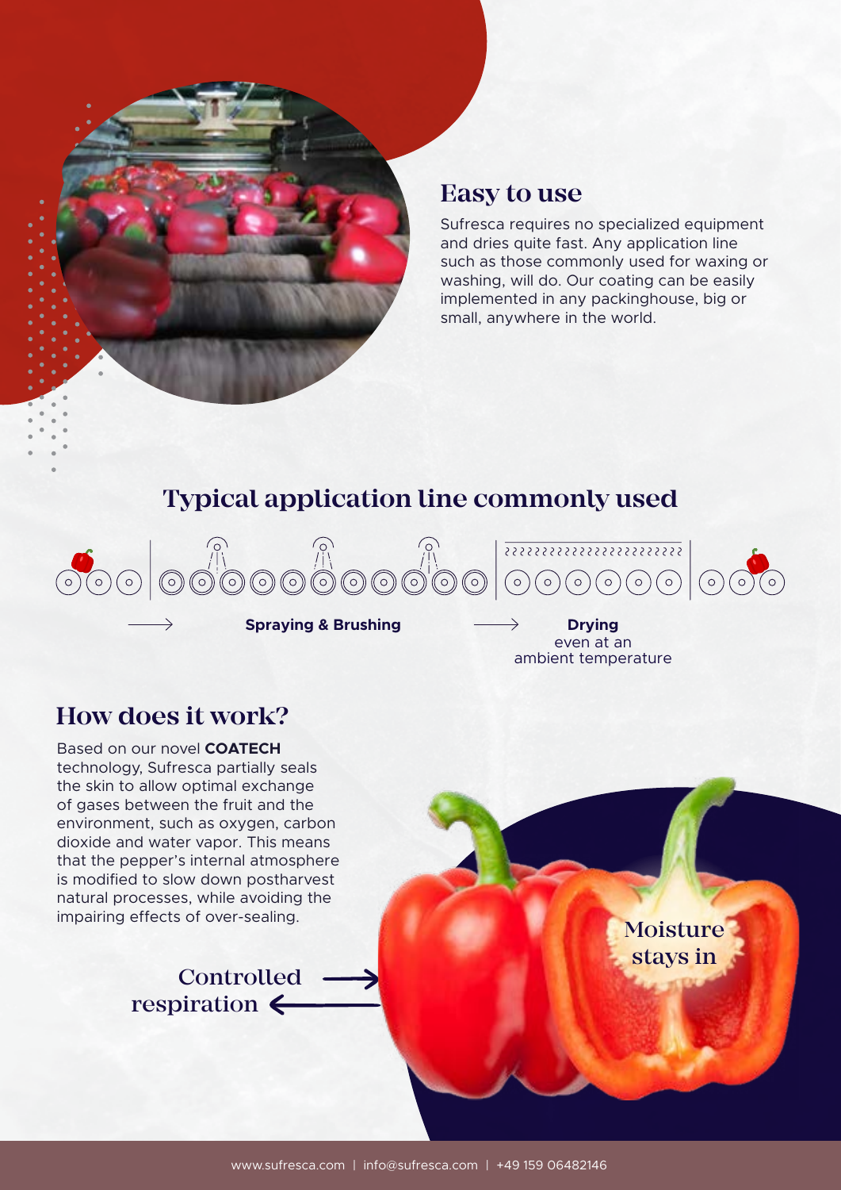## Easy to use

Sufresca requires no specialized equipment and dries quite fast. Any application line such as those commonly used for waxing or washing, will do. Our coating can be easily implemented in any packinghouse, big or small, anywhere in the world.

## Typical application line commonly used

**Spraying & Brushing**

**Drying**
even at an ambient temperature

## How does it work?

Based on our novel **COATECH** technology, Sufresca partially seals the skin to allow optimal exchange of gases between the fruit and the environment, such as oxygen, carbon dioxide and water vapor. This means that the pepper's internal atmosphere is modified to slow down postharvest natural processes, while avoiding the impairing effects of over-sealing.

Controlled respiration

Moisture stays in

www.sufresca.com | info@sufresca.com | +49 159 06482146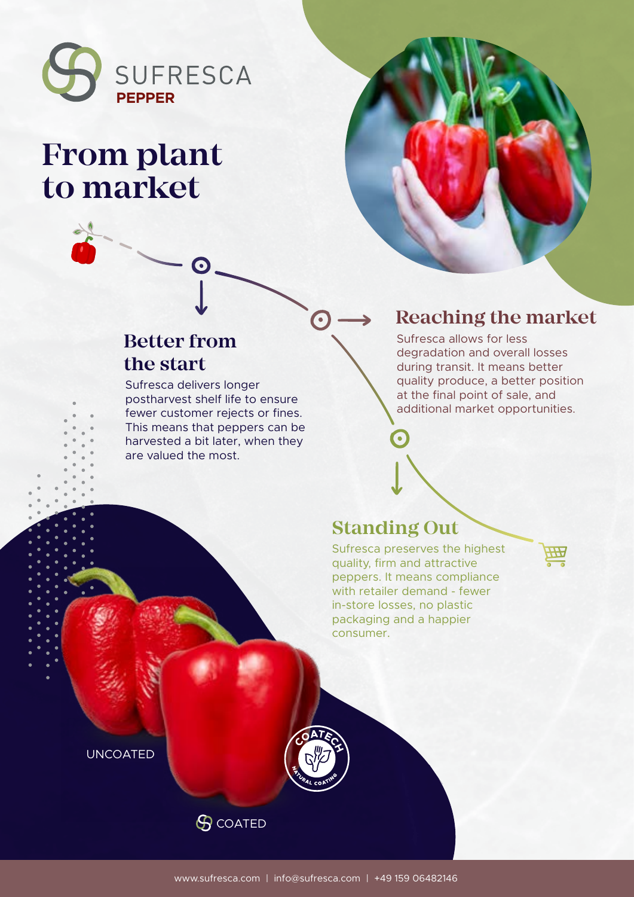SUFRESCA
PEPPER

# From plant to market

## Better from the start

Sufresca delivers longer postharvest shelf life to ensure fewer customer rejects or fines. This means that peppers can be harvested a bit later, when they are valued the most.

## Reaching the market

Sufresca allows for less degradation and overall losses during transit. It means better quality produce, a better position at the final point of sale, and additional market opportunities.

## Standing Out

Sufresca preserves the highest quality, firm and attractive peppers. It means compliance with retailer demand - fewer in-store losses, no plastic packaging and a happier consumer.

UNCOATED

COATECH NATURAL COATING

COATED

www.sufresca.com | info@sufresca.com | +49 159 06482146